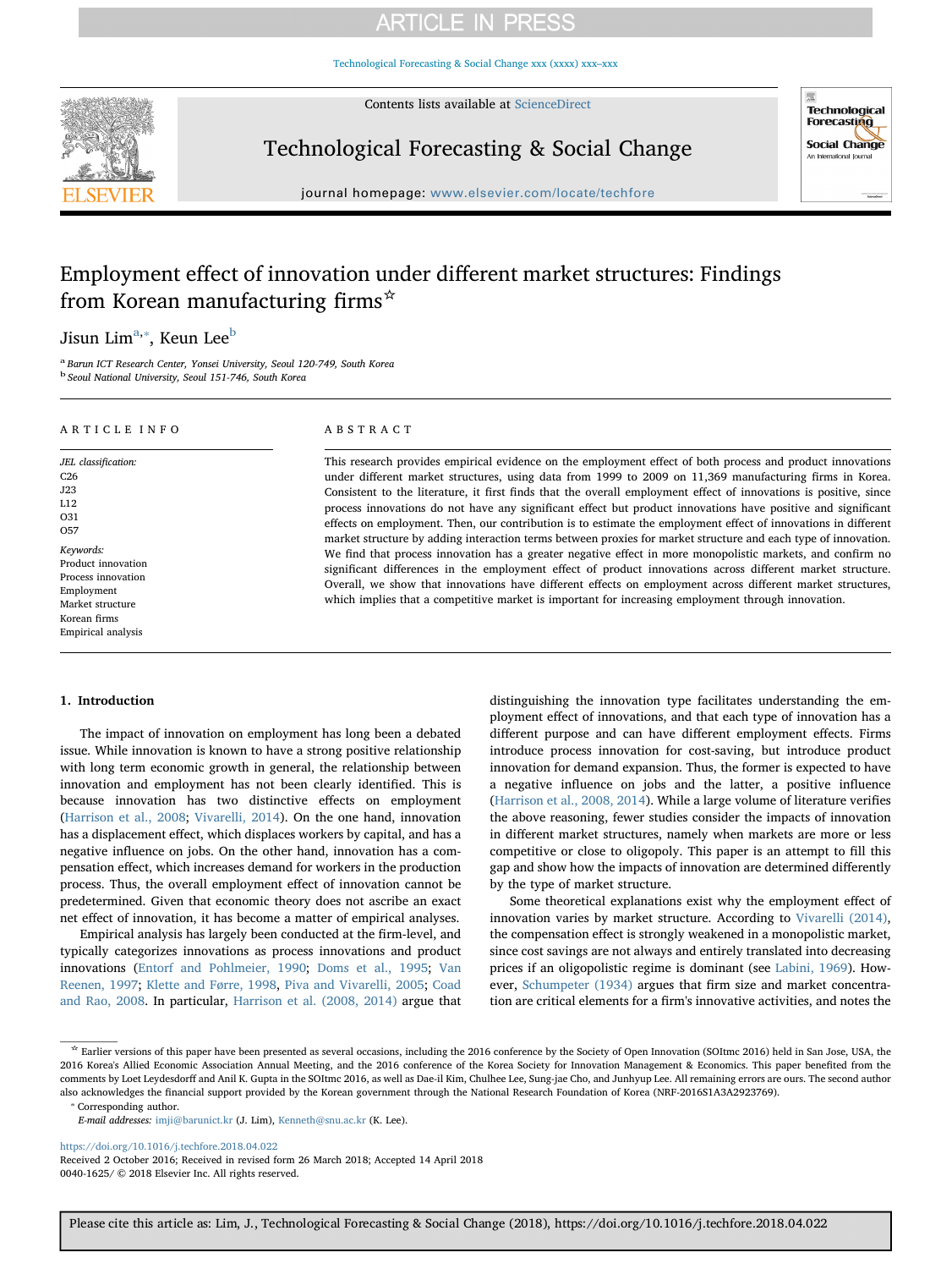# Employment effect of innovation under different market structures: Findings from Korean manufacturing firms[☆]

Jisun Lim[a,*], Keun Lee[b]

[a] Barun ICT Research Center, Yonsei University, Seoul 120-749, South Korea
[b] Seoul National University, Seoul 151-746, South Korea

## ARTICLE INFO

*JEL classification:*
C26
J23
L12
O31
O57

*Keywords:*
Product innovation
Process innovation
Employment
Market structure
Korean firms
Empirical analysis

## ABSTRACT

This research provides empirical evidence on the employment effect of both process and product innovations under different market structures, using data from 1999 to 2009 on 11,369 manufacturing firms in Korea. Consistent to the literature, it first finds that the overall employment effect of innovations is positive, since process innovations do not have any significant effect but product innovations have positive and significant effects on employment. Then, our contribution is to estimate the employment effect of innovations in different market structure by adding interaction terms between proxies for market structure and each type of innovation. We find that process innovation has a greater negative effect in more monopolistic markets, and confirm no significant differences in the employment effect of product innovations across different market structure. Overall, we show that innovations have different effects on employment across different market structures, which implies that a competitive market is important for increasing employment through innovation.

## 1. Introduction

The impact of innovation on employment has long been a debated issue. While innovation is known to have a strong positive relationship with long term economic growth in general, the relationship between innovation and employment has not been clearly identified. This is because innovation has two distinctive effects on employment (Harrison et al., 2008; Vivarelli, 2014). On the one hand, innovation has a displacement effect, which displaces workers by capital, and has a negative influence on jobs. On the other hand, innovation has a compensation effect, which increases demand for workers in the production process. Thus, the overall employment effect of innovation cannot be predetermined. Given that economic theory does not ascribe an exact net effect of innovation, it has become a matter of empirical analyses.

Empirical analysis has largely been conducted at the firm-level, and typically categorizes innovations as process innovations and product innovations (Entorf and Pohlmeier, 1990; Doms et al., 1995; Van Reenen, 1997; Klette and Førre, 1998, Piva and Vivarelli, 2005; Coad and Rao, 2008. In particular, Harrison et al. (2008, 2014) argue that distinguishing the innovation type facilitates understanding the employment effect of innovations, and that each type of innovation has a different purpose and can have different employment effects. Firms introduce process innovation for cost-saving, but introduce product innovation for demand expansion. Thus, the former is expected to have a negative influence on jobs and the latter, a positive influence (Harrison et al., 2008, 2014). While a large volume of literature verifies the above reasoning, fewer studies consider the impacts of innovation in different market structures, namely when markets are more or less competitive or close to oligopoly. This paper is an attempt to fill this gap and show how the impacts of innovation are determined differently by the type of market structure.

Some theoretical explanations exist why the employment effect of innovation varies by market structure. According to Vivarelli (2014), the compensation effect is strongly weakened in a monopolistic market, since cost savings are not always and entirely translated into decreasing prices if an oligopolistic regime is dominant (see Labini, 1969). However, Schumpeter (1934) argues that firm size and market concentration are critical elements for a firm's innovative activities, and notes the

---

☆ Earlier versions of this paper have been presented as several occasions, including the 2016 conference by the Society of Open Innovation (SOItmc 2016) held in San Jose, USA, the 2016 Korea's Allied Economic Association Annual Meeting, and the 2016 conference of the Korea Society for Innovation Management & Economics. This paper benefited from the comments by Loet Leydesdorff and Anil K. Gupta in the SOItmc 2016, as well as Dae-il Kim, Chulhee Lee, Sung-jae Cho, and Junhyup Lee. All remaining errors are ours. The second author also acknowledges the financial support provided by the Korean government through the National Research Foundation of Korea (NRF-2016S1A3A2923769).

\* Corresponding author.
*E-mail addresses:* imji@barunict.kr (J. Lim), Kenneth@snu.ac.kr (K. Lee).

https://doi.org/10.1016/j.techfore.2018.04.022
Received 2 October 2016; Received in revised form 26 March 2018; Accepted 14 April 2018
0040-1625/ © 2018 Elsevier Inc. All rights reserved.

Please cite this article as: Lim, J., Technological Forecasting & Social Change (2018), https://doi.org/10.1016/j.techfore.2018.04.022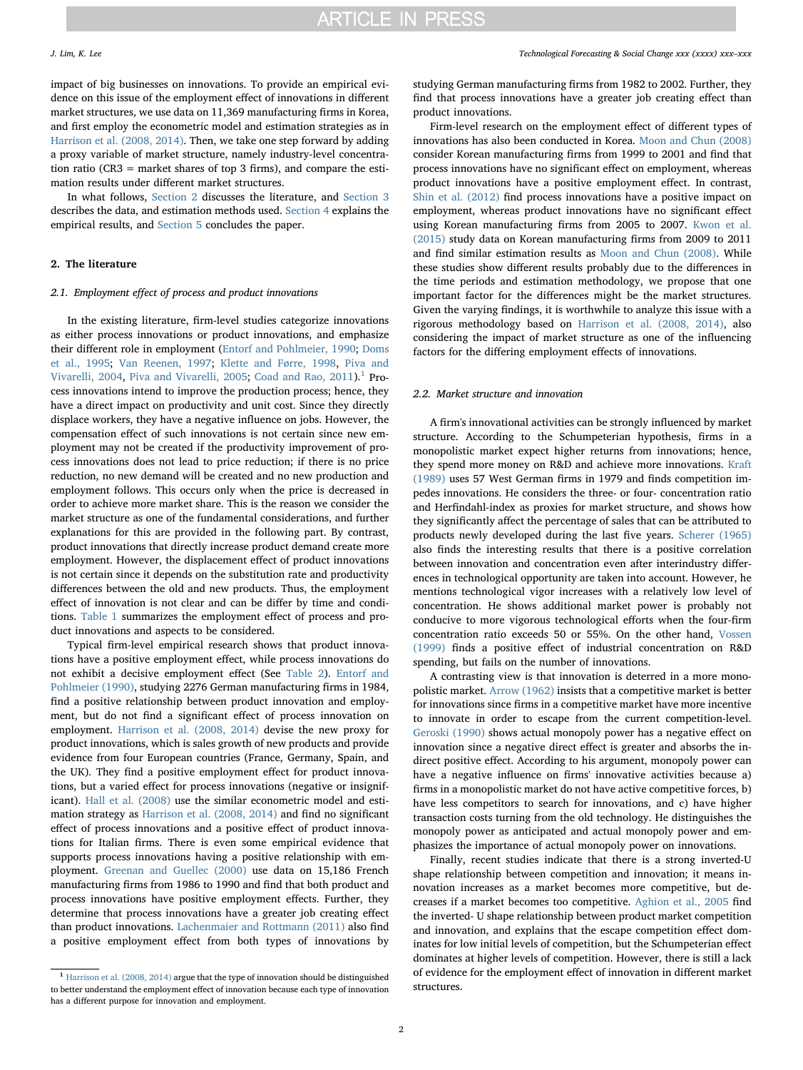impact of big businesses on innovations. To provide an empirical evidence on this issue of the employment effect of innovations in different market structures, we use data on 11,369 manufacturing firms in Korea, and first employ the econometric model and estimation strategies as in Harrison et al. (2008, 2014). Then, we take one step forward by adding a proxy variable of market structure, namely industry-level concentration ratio (CR3 = market shares of top 3 firms), and compare the estimation results under different market structures.

In what follows, Section 2 discusses the literature, and Section 3 describes the data, and estimation methods used. Section 4 explains the empirical results, and Section 5 concludes the paper.

## 2. The literature

### 2.1. Employment effect of process and product innovations

In the existing literature, firm-level studies categorize innovations as either process innovations or product innovations, and emphasize their different role in employment (Entorf and Pohlmeier, 1990; Doms et al., 1995; Van Reenen, 1997; Klette and Førre, 1998, Piva and Vivarelli, 2004, Piva and Vivarelli, 2005; Coad and Rao, 2011).[1] Process innovations intend to improve the production process; hence, they have a direct impact on productivity and unit cost. Since they directly displace workers, they have a negative influence on jobs. However, the compensation effect of such innovations is not certain since new employment may not be created if the productivity improvement of process innovations does not lead to price reduction; if there is no price reduction, no new demand will be created and no new production and employment follows. This occurs only when the price is decreased in order to achieve more market share. This is the reason we consider the market structure as one of the fundamental considerations, and further explanations for this are provided in the following part. By contrast, product innovations that directly increase product demand create more employment. However, the displacement effect of product innovations is not certain since it depends on the substitution rate and productivity differences between the old and new products. Thus, the employment effect of innovation is not clear and can be differ by time and conditions. Table 1 summarizes the employment effect of process and product innovations and aspects to be considered.

Typical firm-level empirical research shows that product innovations have a positive employment effect, while process innovations do not exhibit a decisive employment effect (See Table 2). Entorf and Pohlmeier (1990), studying 2276 German manufacturing firms in 1984, find a positive relationship between product innovation and employment, but do not find a significant effect of process innovation on employment. Harrison et al. (2008, 2014) devise the new proxy for product innovations, which is sales growth of new products and provide evidence from four European countries (France, Germany, Spain, and the UK). They find a positive employment effect for product innovations, but a varied effect for process innovations (negative or insignificant). Hall et al. (2008) use the similar econometric model and estimation strategy as Harrison et al. (2008, 2014) and find no significant effect of process innovations and a positive effect of product innovations for Italian firms. There is even some empirical evidence that supports process innovations having a positive relationship with employment. Greenan and Guellec (2000) use data on 15,186 French manufacturing firms from 1986 to 1990 and find that both product and process innovations have positive employment effects. Further, they determine that process innovations have a greater job creating effect than product innovations. Lachenmaier and Rottmann (2011) also find a positive employment effect from both types of innovations by studying German manufacturing firms from 1982 to 2002. Further, they find that process innovations have a greater job creating effect than product innovations.

Firm-level research on the employment effect of different types of innovations has also been conducted in Korea. Moon and Chun (2008) consider Korean manufacturing firms from 1999 to 2001 and find that process innovations have no significant effect on employment, whereas product innovations have a positive employment effect. In contrast, Shin et al. (2012) find process innovations have a positive impact on employment, whereas product innovations have no significant effect using Korean manufacturing firms from 2005 to 2007. Kwon et al. (2015) study data on Korean manufacturing firms from 2009 to 2011 and find similar estimation results as Moon and Chun (2008). While these studies show different results probably due to the differences in the time periods and estimation methodology, we propose that one important factor for the differences might be the market structures. Given the varying findings, it is worthwhile to analyze this issue with a rigorous methodology based on Harrison et al. (2008, 2014), also considering the impact of market structure as one of the influencing factors for the differing employment effects of innovations.

### 2.2. Market structure and innovation

A firm's innovational activities can be strongly influenced by market structure. According to the Schumpeterian hypothesis, firms in a monopolistic market expect higher returns from innovations; hence, they spend more money on R&D and achieve more innovations. Kraft (1989) uses 57 West German firms in 1979 and finds competition impedes innovations. He considers the three- or four- concentration ratio and Herfindahl-index as proxies for market structure, and shows how they significantly affect the percentage of sales that can be attributed to products newly developed during the last five years. Scherer (1965) also finds the interesting results that there is a positive correlation between innovation and concentration even after interindustry differences in technological opportunity are taken into account. However, he mentions technological vigor increases with a relatively low level of concentration. He shows additional market power is probably not conducive to more vigorous technological efforts when the four-firm concentration ratio exceeds 50 or 55%. On the other hand, Vossen (1999) finds a positive effect of industrial concentration on R&D spending, but fails on the number of innovations.

A contrasting view is that innovation is deterred in a more monopolistic market. Arrow (1962) insists that a competitive market is better for innovations since firms in a competitive market have more incentive to innovate in order to escape from the current competition-level. Geroski (1990) shows actual monopoly power has a negative effect on innovation since a negative direct effect is greater and absorbs the indirect positive effect. According to his argument, monopoly power can have a negative influence on firms' innovative activities because a) firms in a monopolistic market do not have active competitive forces, b) have less competitors to search for innovations, and c) have higher transaction costs turning from the old technology. He distinguishes the monopoly power as anticipated and actual monopoly power and emphasizes the importance of actual monopoly power on innovations.

Finally, recent studies indicate that there is a strong inverted-U shape relationship between competition and innovation; it means innovation increases as a market becomes more competitive, but decreases if a market becomes too competitive. Aghion et al., 2005 find the inverted- U shape relationship between product market competition and innovation, and explains that the escape competition effect dominates for low initial levels of competition, but the Schumpeterian effect dominates at higher levels of competition. However, there is still a lack of evidence for the employment effect of innovation in different market structures.

[1] Harrison et al. (2008, 2014) argue that the type of innovation should be distinguished to better understand the employment effect of innovation because each type of innovation has a different purpose for innovation and employment.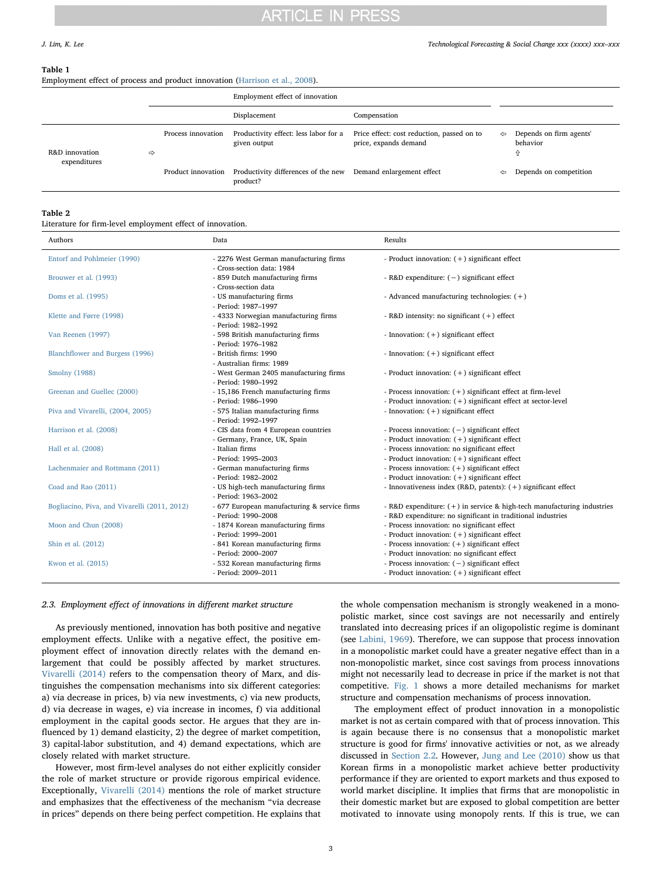**Table 1**
Employment effect of process and product innovation (Harrison et al., 2008).

| | | | Employment effect of innovation | | | |
|---|---|---|---|---|---|---|
| | | | Displacement | Compensation | | |
| R&D innovation expenditures | ⇨ | Process innovation | Productivity effect: less labor for a given output | Price effect: cost reduction, passed on to price, expands demand | ⇦ | Depends on firm agents' behavior ⇧ |
| | | Product innovation | Productivity differences of the new product? | Demand enlargement effect | ⇦ | Depends on competition |

**Table 2**
Literature for firm-level employment effect of innovation.

| Authors | Data | Results |
|---|---|---|
| Entorf and Pohlmeier (1990) | - 2276 West German manufacturing firms<br>- Cross-section data: 1984 | - Product innovation: (+) significant effect |
| Brouwer et al. (1993) | - 859 Dutch manufacturing firms<br>- Cross-section data | - R&D expenditure: (−) significant effect |
| Doms et al. (1995) | - US manufacturing firms<br>- Period: 1987–1997 | - Advanced manufacturing technologies: (+) |
| Klette and Førre (1998) | - 4333 Norwegian manufacturing firms<br>- Period: 1982–1992 | - R&D intensity: no significant (+) effect |
| Van Reenen (1997) | - 598 British manufacturing firms<br>- Period: 1976–1982 | - Innovation: (+) significant effect |
| Blanchflower and Burgess (1996) | - British firms: 1990<br>- Australian firms: 1989 | - Innovation: (+) significant effect |
| Smolny (1988) | - West German 2405 manufacturing firms<br>- Period: 1980–1992 | - Product innovation: (+) significant effect |
| Greenan and Guellec (2000) | - 15,186 French manufacturing firms<br>- Period: 1986–1990 | - Process innovation: (+) significant effect at firm-level<br>- Product innovation: (+) significant effect at sector-level |
| Piva and Vivarelli, (2004, 2005) | - 575 Italian manufacturing firms<br>- Period: 1992–1997 | - Innovation: (+) significant effect |
| Harrison et al. (2008) | - CIS data from 4 European countries<br>- Germany, France, UK, Spain | - Process innovation: (−) significant effect<br>- Product innovation: (+) significant effect |
| Hall et al. (2008) | - Italian firms<br>- Period: 1995–2003 | - Process innovation: no significant effect<br>- Product innovation: (+) significant effect |
| Lachenmaier and Rottmann (2011) | - German manufacturing firms<br>- Period: 1982–2002 | - Process innovation: (+) significant effect<br>- Product innovation: (+) significant effect |
| Coad and Rao (2011) | - US high-tech manufacturing firms<br>- Period: 1963–2002 | - Innovativeness index (R&D, patents): (+) significant effect |
| Bogliacino, Piva, and Vivarelli (2011, 2012) | - 677 European manufacturing & service firms<br>- Period: 1990–2008 | - R&D expenditure: (+) in service & high-tech manufacturing industries<br>- R&D expenditure: no significant in traditional industries |
| Moon and Chun (2008) | - 1874 Korean manufacturing firms<br>- Period: 1999–2001 | - Process innovation: no significant effect<br>- Product innovation: (+) significant effect |
| Shin et al. (2012) | - 841 Korean manufacturing firms<br>- Period: 2000–2007 | - Process innovation: (+) significant effect<br>- Product innovation: no significant effect |
| Kwon et al. (2015) | - 532 Korean manufacturing firms<br>- Period: 2009–2011 | - Process innovation: (−) significant effect<br>- Product innovation: (+) significant effect |

### 2.3. Employment effect of innovations in different market structure

As previously mentioned, innovation has both positive and negative employment effects. Unlike with a negative effect, the positive employment effect of innovation directly relates with the demand enlargement that could be possibly affected by market structures. Vivarelli (2014) refers to the compensation theory of Marx, and distinguishes the compensation mechanisms into six different categories: a) via decrease in prices, b) via new investments, c) via new products, d) via decrease in wages, e) via increase in incomes, f) via additional employment in the capital goods sector. He argues that they are influenced by 1) demand elasticity, 2) the degree of market competition, 3) capital-labor substitution, and 4) demand expectations, which are closely related with market structure.

However, most firm-level analyses do not either explicitly consider the role of market structure or provide rigorous empirical evidence. Exceptionally, Vivarelli (2014) mentions the role of market structure and emphasizes that the effectiveness of the mechanism "via decrease in prices" depends on there being perfect competition. He explains that the whole compensation mechanism is strongly weakened in a monopolistic market, since cost savings are not necessarily and entirely translated into decreasing prices if an oligopolistic regime is dominant (see Labini, 1969). Therefore, we can suppose that process innovation in a monopolistic market could have a greater negative effect than in a non-monopolistic market, since cost savings from process innovations might not necessarily lead to decrease in price if the market is not that competitive. Fig. 1 shows a more detailed mechanisms for market structure and compensation mechanisms of process innovation.

The employment effect of product innovation in a monopolistic market is not as certain compared with that of process innovation. This is again because there is no consensus that a monopolistic market structure is good for firms' innovative activities or not, as we already discussed in Section 2.2. However, Jung and Lee (2010) show us that Korean firms in a monopolistic market achieve better productivity performance if they are oriented to export markets and thus exposed to world market discipline. It implies that firms that are monopolistic in their domestic market but are exposed to global competition are better motivated to innovate using monopoly rents. If this is true, we can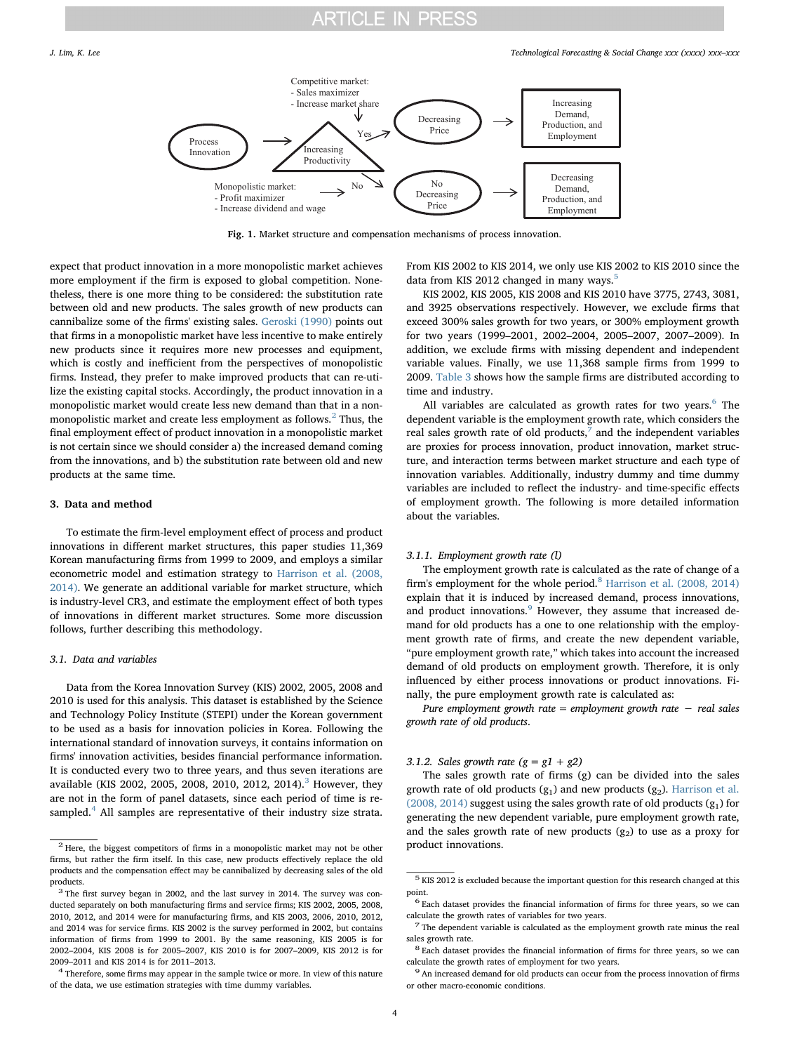Fig. 1. Market structure and compensation mechanisms of process innovation.

expect that product innovation in a more monopolistic market achieves more employment if the firm is exposed to global competition. Nonetheless, there is one more thing to be considered: the substitution rate between old and new products. The sales growth of new products can cannibalize some of the firms' existing sales. Geroski (1990) points out that firms in a monopolistic market have less incentive to make entirely new products since it requires more new processes and equipment, which is costly and inefficient from the perspectives of monopolistic firms. Instead, they prefer to make improved products that can re-utilize the existing capital stocks. Accordingly, the product innovation in a monopolistic market would create less new demand than that in a non-monopolistic market and create less employment as follows.[2] Thus, the final employment effect of product innovation in a monopolistic market is not certain since we should consider a) the increased demand coming from the innovations, and b) the substitution rate between old and new products at the same time.

## 3. Data and method

To estimate the firm-level employment effect of process and product innovations in different market structures, this paper studies 11,369 Korean manufacturing firms from 1999 to 2009, and employs a similar econometric model and estimation strategy to Harrison et al. (2008, 2014). We generate an additional variable for market structure, which is industry-level CR3, and estimate the employment effect of both types of innovations in different market structures. Some more discussion follows, further describing this methodology.

### 3.1. Data and variables

Data from the Korea Innovation Survey (KIS) 2002, 2005, 2008 and 2010 is used for this analysis. This dataset is established by the Science and Technology Policy Institute (STEPI) under the Korean government to be used as a basis for innovation policies in Korea. Following the international standard of innovation surveys, it contains information on firms' innovation activities, besides financial performance information. It is conducted every two to three years, and thus seven iterations are available (KIS 2002, 2005, 2008, 2010, 2012, 2014).[3] However, they are not in the form of panel datasets, since each period of time is resampled.[4] All samples are representative of their industry size strata. From KIS 2002 to KIS 2014, we only use KIS 2002 to KIS 2010 since the data from KIS 2012 changed in many ways.[5]

KIS 2002, KIS 2005, KIS 2008 and KIS 2010 have 3775, 2743, 3081, and 3925 observations respectively. However, we exclude firms that exceed 300% sales growth for two years, or 300% employment growth for two years (1999–2001, 2002–2004, 2005–2007, 2007–2009). In addition, we exclude firms with missing dependent and independent variable values. Finally, we use 11,368 sample firms from 1999 to 2009. Table 3 shows how the sample firms are distributed according to time and industry.

All variables are calculated as growth rates for two years.[6] The dependent variable is the employment growth rate, which considers the real sales growth rate of old products,[7] and the independent variables are proxies for process innovation, product innovation, market structure, and interaction terms between market structure and each type of innovation variables. Additionally, industry dummy and time dummy variables are included to reflect the industry- and time-specific effects of employment growth. The following is more detailed information about the variables.

#### 3.1.1. Employment growth rate (l)

The employment growth rate is calculated as the rate of change of a firm's employment for the whole period.[8] Harrison et al. (2008, 2014) explain that it is induced by increased demand, process innovations, and product innovations.[9] However, they assume that increased demand for old products has a one to one relationship with the employment growth rate of firms, and create the new dependent variable, "pure employment growth rate," which takes into account the increased demand of old products on employment growth. Therefore, it is only influenced by either process innovations or product innovations. Finally, the pure employment growth rate is calculated as:

*Pure employment growth rate = employment growth rate − real sales growth rate of old products*.

#### 3.1.2. Sales growth rate ($g = g1 + g2$)

The sales growth rate of firms ($g$) can be divided into the sales growth rate of old products ($g_1$) and new products ($g_2$). Harrison et al. (2008, 2014) suggest using the sales growth rate of old products ($g_1$) for generating the new dependent variable, pure employment growth rate, and the sales growth rate of new products ($g_2$) to use as a proxy for product innovations.

---

[2] Here, the biggest competitors of firms in a monopolistic market may not be other firms, but rather the firm itself. In this case, new products effectively replace the old products and the compensation effect may be cannibalized by decreasing sales of the old products.

[3] The first survey began in 2002, and the last survey in 2014. The survey was conducted separately on both manufacturing firms and service firms; KIS 2002, 2005, 2008, 2010, 2012, and 2014 were for manufacturing firms, and KIS 2003, 2006, 2010, 2012, and 2014 was for service firms. KIS 2002 is the survey performed in 2002, but contains information of firms from 1999 to 2001. By the same reasoning, KIS 2005 is for 2002–2004, KIS 2008 is for 2005–2007, KIS 2010 is for 2007–2009, KIS 2012 is for 2009–2011 and KIS 2014 is for 2011–2013.

[4] Therefore, some firms may appear in the sample twice or more. In view of this nature of the data, we use estimation strategies with time dummy variables.

[5] KIS 2012 is excluded because the important question for this research changed at this point.

[6] Each dataset provides the financial information of firms for three years, so we can calculate the growth rates of variables for two years.

[7] The dependent variable is calculated as the employment growth rate minus the real sales growth rate.

[8] Each dataset provides the financial information of firms for three years, so we can calculate the growth rates of employment for two years.

[9] An increased demand for old products can occur from the process innovation of firms or other macro-economic conditions.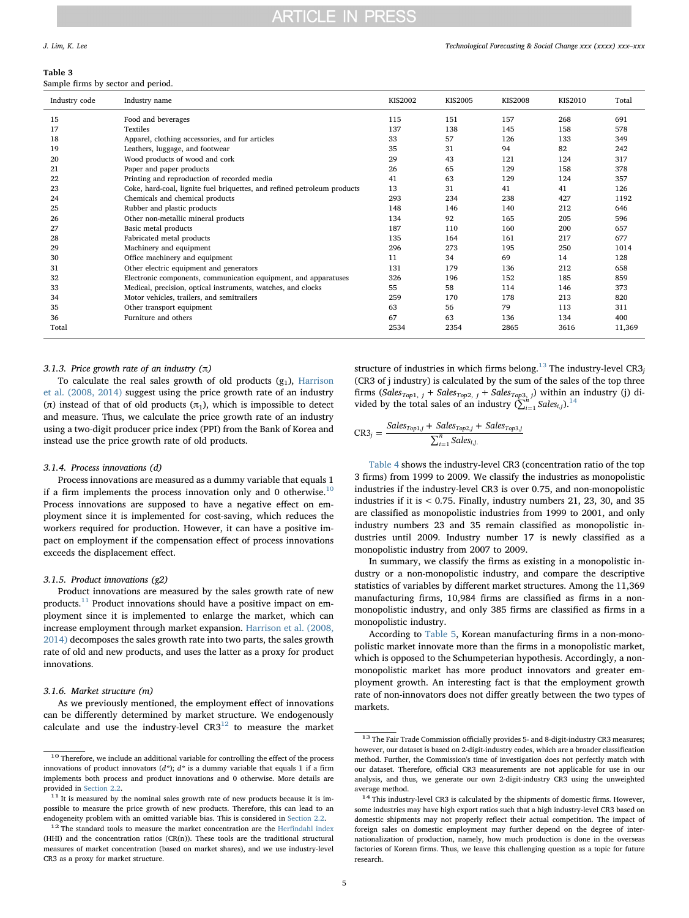**Table 3**
Sample firms by sector and period.

| Industry code | Industry name | KIS2002 | KIS2005 | KIS2008 | KIS2010 | Total |
|---|---|---|---|---|---|---|
| 15 | Food and beverages | 115 | 151 | 157 | 268 | 691 |
| 17 | Textiles | 137 | 138 | 145 | 158 | 578 |
| 18 | Apparel, clothing accessories, and fur articles | 33 | 57 | 126 | 133 | 349 |
| 19 | Leathers, luggage, and footwear | 35 | 31 | 94 | 82 | 242 |
| 20 | Wood products of wood and cork | 29 | 43 | 121 | 124 | 317 |
| 21 | Paper and paper products | 26 | 65 | 129 | 158 | 378 |
| 22 | Printing and reproduction of recorded media | 41 | 63 | 129 | 124 | 357 |
| 23 | Coke, hard-coal, lignite fuel briquettes, and refined petroleum products | 13 | 31 | 41 | 41 | 126 |
| 24 | Chemicals and chemical products | 293 | 234 | 238 | 427 | 1192 |
| 25 | Rubber and plastic products | 148 | 146 | 140 | 212 | 646 |
| 26 | Other non-metallic mineral products | 134 | 92 | 165 | 205 | 596 |
| 27 | Basic metal products | 187 | 110 | 160 | 200 | 657 |
| 28 | Fabricated metal products | 135 | 164 | 161 | 217 | 677 |
| 29 | Machinery and equipment | 296 | 273 | 195 | 250 | 1014 |
| 30 | Office machinery and equipment | 11 | 34 | 69 | 14 | 128 |
| 31 | Other electric equipment and generators | 131 | 179 | 136 | 212 | 658 |
| 32 | Electronic components, communication equipment, and apparatuses | 326 | 196 | 152 | 185 | 859 |
| 33 | Medical, precision, optical instruments, watches, and clocks | 55 | 58 | 114 | 146 | 373 |
| 34 | Motor vehicles, trailers, and semitrailers | 259 | 170 | 178 | 213 | 820 |
| 35 | Other transport equipment | 63 | 56 | 79 | 113 | 311 |
| 36 | Furniture and others | 67 | 63 | 136 | 134 | 400 |
| Total | | 2534 | 2354 | 2865 | 3616 | 11,369 |

#### 3.1.3. Price growth rate of an industry ($\pi$)

To calculate the real sales growth of old products ($g_1$), Harrison et al. (2008, 2014) suggest using the price growth rate of an industry ($\pi$) instead of that of old products ($\pi_1$), which is impossible to detect and measure. Thus, we calculate the price growth rate of an industry using a two-digit producer price index (PPI) from the Bank of Korea and instead use the price growth rate of old products.

#### 3.1.4. Process innovations (d)

Process innovations are measured as a dummy variable that equals 1 if a firm implements the process innovation only and 0 otherwise.[10] Process innovations are supposed to have a negative effect on employment since it is implemented for cost-saving, which reduces the workers required for production. However, it can have a positive impact on employment if the compensation effect of process innovations exceeds the displacement effect.

#### 3.1.5. Product innovations (g2)

Product innovations are measured by the sales growth rate of new products.[11] Product innovations should have a positive impact on employment since it is implemented to enlarge the market, which can increase employment through market expansion. Harrison et al. (2008, 2014) decomposes the sales growth rate into two parts, the sales growth rate of old and new products, and uses the latter as a proxy for product innovations.

#### 3.1.6. Market structure (m)

As we previously mentioned, the employment effect of innovations can be differently determined by market structure. We endogenously calculate and use the industry-level CR3[12] to measure the market structure of industries in which firms belong.[13] The industry-level $CR3_j$ (CR3 of j industry) is calculated by the sum of the sales of the top three firms ($Sales_{Top1,\ j} + Sales_{Top2,\ j} + Sales_{Top3,\ j}$) within an industry (j) divided by the total sales of an industry ($\sum_{i=1}^{n} Sales_{i,j}$).[14]

$$CR3_j = \frac{Sales_{Top1,j} + Sales_{Top2,j} + Sales_{Top3,j}}{\sum_{i=1}^{n} Sales_{i,j.}}$$

Table 4 shows the industry-level CR3 (concentration ratio of the top 3 firms) from 1999 to 2009. We classify the industries as monopolistic industries if the industry-level CR3 is over 0.75, and non-monopolistic industries if it is < 0.75. Finally, industry numbers 21, 23, 30, and 35 are classified as monopolistic industries from 1999 to 2001, and only industry numbers 23 and 35 remain classified as monopolistic industries until 2009. Industry number 17 is newly classified as a monopolistic industry from 2007 to 2009.

In summary, we classify the firms as existing in a monopolistic industry or a non-monopolistic industry, and compare the descriptive statistics of variables by different market structures. Among the 11,369 manufacturing firms, 10,984 firms are classified as firms in a non-monopolistic industry, and only 385 firms are classified as firms in a monopolistic industry.

According to Table 5, Korean manufacturing firms in a non-monopolistic market innovate more than the firms in a monopolistic market, which is opposed to the Schumpeterian hypothesis. Accordingly, a non-monopolistic market has more product innovators and greater employment growth. An interesting fact is that the employment growth rate of non-innovators does not differ greatly between the two types of markets.

---

[10] Therefore, we include an additional variable for controlling the effect of the process innovations of product innovators ($d^*$); $d^*$ is a dummy variable that equals 1 if a firm implements both process and product innovations and 0 otherwise. More details are provided in Section 2.2.

[11] It is measured by the nominal sales growth rate of new products because it is impossible to measure the price growth of new products. Therefore, this can lead to an endogeneity problem with an omitted variable bias. This is considered in Section 2.2.

[12] The standard tools to measure the market concentration are the Herfindahl index (HHI) and the concentration ratios (CR(n)). These tools are the traditional structural measures of market concentration (based on market shares), and we use industry-level CR3 as a proxy for market structure.

[13] The Fair Trade Commission officially provides 5- and 8-digit-industry CR3 measures; however, our dataset is based on 2-digit-industry codes, which are a broader classification method. Further, the Commission's time of investigation does not perfectly match with our dataset. Therefore, official CR3 measurements are not applicable for use in our analysis, and thus, we generate our own 2-digit-industry CR3 using the unweighted average method.

[14] This industry-level CR3 is calculated by the shipments of domestic firms. However, some industries may have high export ratios such that a high industry-level CR3 based on domestic shipments may not properly reflect their actual competition. The impact of foreign sales on domestic employment may further depend on the degree of internationalization of production, namely, how much production is done in the overseas factories of Korean firms. Thus, we leave this challenging question as a topic for future research.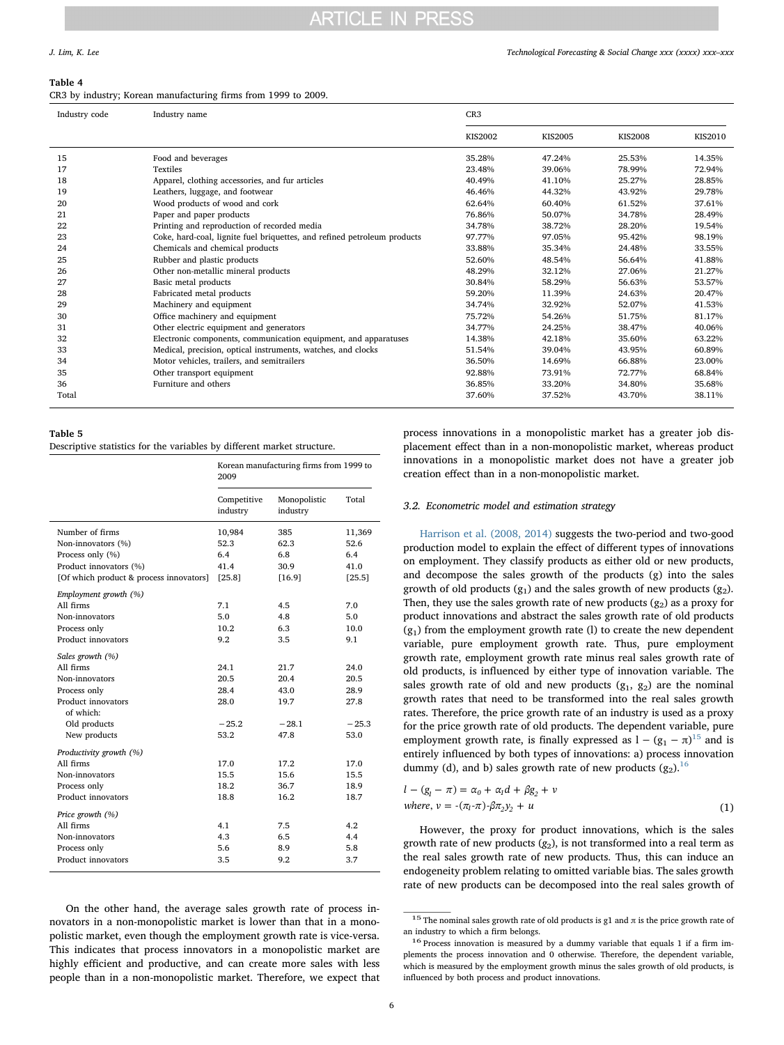**Table 4**
CR3 by industry; Korean manufacturing firms from 1999 to 2009.

| Industry code | Industry name | CR3 | | | |
|---|---|---|---|---|---|
| | | KIS2002 | KIS2005 | KIS2008 | KIS2010 |
| 15 | Food and beverages | 35.28% | 47.24% | 25.53% | 14.35% |
| 17 | Textiles | 23.48% | 39.06% | 78.99% | 72.94% |
| 18 | Apparel, clothing accessories, and fur articles | 40.49% | 41.10% | 25.27% | 28.85% |
| 19 | Leathers, luggage, and footwear | 46.46% | 44.32% | 43.92% | 29.78% |
| 20 | Wood products of wood and cork | 62.64% | 60.40% | 61.52% | 37.61% |
| 21 | Paper and paper products | 76.86% | 50.07% | 34.78% | 28.49% |
| 22 | Printing and reproduction of recorded media | 34.78% | 38.72% | 28.20% | 19.54% |
| 23 | Coke, hard-coal, lignite fuel briquettes, and refined petroleum products | 97.77% | 97.05% | 95.42% | 98.19% |
| 24 | Chemicals and chemical products | 33.88% | 35.34% | 24.48% | 33.55% |
| 25 | Rubber and plastic products | 52.60% | 48.54% | 56.64% | 41.88% |
| 26 | Other non-metallic mineral products | 48.29% | 32.12% | 27.06% | 21.27% |
| 27 | Basic metal products | 30.84% | 58.29% | 56.63% | 53.57% |
| 28 | Fabricated metal products | 59.20% | 11.39% | 24.63% | 20.47% |
| 29 | Machinery and equipment | 34.74% | 32.92% | 52.07% | 41.53% |
| 30 | Office machinery and equipment | 75.72% | 54.26% | 51.75% | 81.17% |
| 31 | Other electric equipment and generators | 34.77% | 24.25% | 38.47% | 40.06% |
| 32 | Electronic components, communication equipment, and apparatuses | 14.38% | 42.18% | 35.60% | 63.22% |
| 33 | Medical, precision, optical instruments, watches, and clocks | 51.54% | 39.04% | 43.95% | 60.89% |
| 34 | Motor vehicles, trailers, and semitrailers | 36.50% | 14.69% | 66.88% | 23.00% |
| 35 | Other transport equipment | 92.88% | 73.91% | 72.77% | 68.84% |
| 36 | Furniture and others | 36.85% | 33.20% | 34.80% | 35.68% |
| Total | | 37.60% | 37.52% | 43.70% | 38.11% |

**Table 5**
Descriptive statistics for the variables by different market structure.

| | Korean manufacturing firms from 1999 to 2009 | | |
|---|---|---|---|
| | Competitive industry | Monopolistic industry | Total |
| Number of firms | 10,984 | 385 | 11,369 |
| Non-innovators (%) | 52.3 | 62.3 | 52.6 |
| Process only (%) | 6.4 | 6.8 | 6.4 |
| Product innovators (%) | 41.4 | 30.9 | 41.0 |
| [Of which product & process innovators] | [25.8] | [16.9] | [25.5] |
| *Employment growth (%)* | | | |
| All firms | 7.1 | 4.5 | 7.0 |
| Non-innovators | 5.0 | 4.8 | 5.0 |
| Process only | 10.2 | 6.3 | 10.0 |
| Product innovators | 9.2 | 3.5 | 9.1 |
| *Sales growth (%)* | | | |
| All firms | 24.1 | 21.7 | 24.0 |
| Non-innovators | 20.5 | 20.4 | 20.5 |
| Process only | 28.4 | 43.0 | 28.9 |
| Product innovators | 28.0 | 19.7 | 27.8 |
| of which: | | | |
| Old products | −25.2 | −28.1 | −25.3 |
| New products | 53.2 | 47.8 | 53.0 |
| *Productivity growth (%)* | | | |
| All firms | 17.0 | 17.2 | 17.0 |
| Non-innovators | 15.5 | 15.6 | 15.5 |
| Process only | 18.2 | 36.7 | 18.9 |
| Product innovators | 18.8 | 16.2 | 18.7 |
| *Price growth (%)* | | | |
| All firms | 4.1 | 7.5 | 4.2 |
| Non-innovators | 4.3 | 6.5 | 4.4 |
| Process only | 5.6 | 8.9 | 5.8 |
| Product innovators | 3.5 | 9.2 | 3.7 |

On the other hand, the average sales growth rate of process innovators in a non-monopolistic market is lower than that in a monopolistic market, even though the employment growth rate is vice-versa. This indicates that process innovators in a monopolistic market are highly efficient and productive, and can create more sales with less people than in a non-monopolistic market. Therefore, we expect that process innovations in a monopolistic market has a greater job displacement effect than in a non-monopolistic market, whereas product innovations in a monopolistic market does not have a greater job creation effect than in a non-monopolistic market.

### 3.2. Econometric model and estimation strategy

Harrison et al. (2008, 2014) suggests the two-period and two-good production model to explain the effect of different types of innovations on employment. They classify products as either old or new products, and decompose the sales growth of the products (g) into the sales growth of old products ($g_1$) and the sales growth of new products ($g_2$). Then, they use the sales growth rate of new products ($g_2$) as a proxy for product innovations and abstract the sales growth rate of old products ($g_1$) from the employment growth rate (l) to create the new dependent variable, pure employment growth rate. Thus, pure employment growth rate, employment growth rate minus real sales growth rate of old products, is influenced by either type of innovation variable. The sales growth rate of old and new products ($g_1$, $g_2$) are the nominal growth rates that need to be transformed into the real sales growth rates. Therefore, the price growth rate of an industry is used as a proxy for the price growth rate of old products. The dependent variable, pure employment growth rate, is finally expressed as $l - (g_1 - \pi)$[15] and is entirely influenced by both types of innovations: a) process innovation dummy (d), and b) sales growth rate of new products ($g_2$).[16]

$$l - (g_l - \pi) = \alpha_0 + \alpha_l d + \beta g_2 + v$$
$$\text{where, } v = -(\pi_l - \pi) - \beta \pi_2 y_2 + u \tag{1}$$

However, the proxy for product innovations, which is the sales growth rate of new products ($g_2$), is not transformed into a real term as the real sales growth rate of new products. Thus, this can induce an endogeneity problem relating to omitted variable bias. The sales growth rate of new products can be decomposed into the real sales growth of

[15] The nominal sales growth rate of old products is g1 and $\pi$ is the price growth rate of an industry to which a firm belongs.

[16] Process innovation is measured by a dummy variable that equals 1 if a firm implements the process innovation and 0 otherwise. Therefore, the dependent variable, which is measured by the employment growth minus the sales growth of old products, is influenced by both process and product innovations.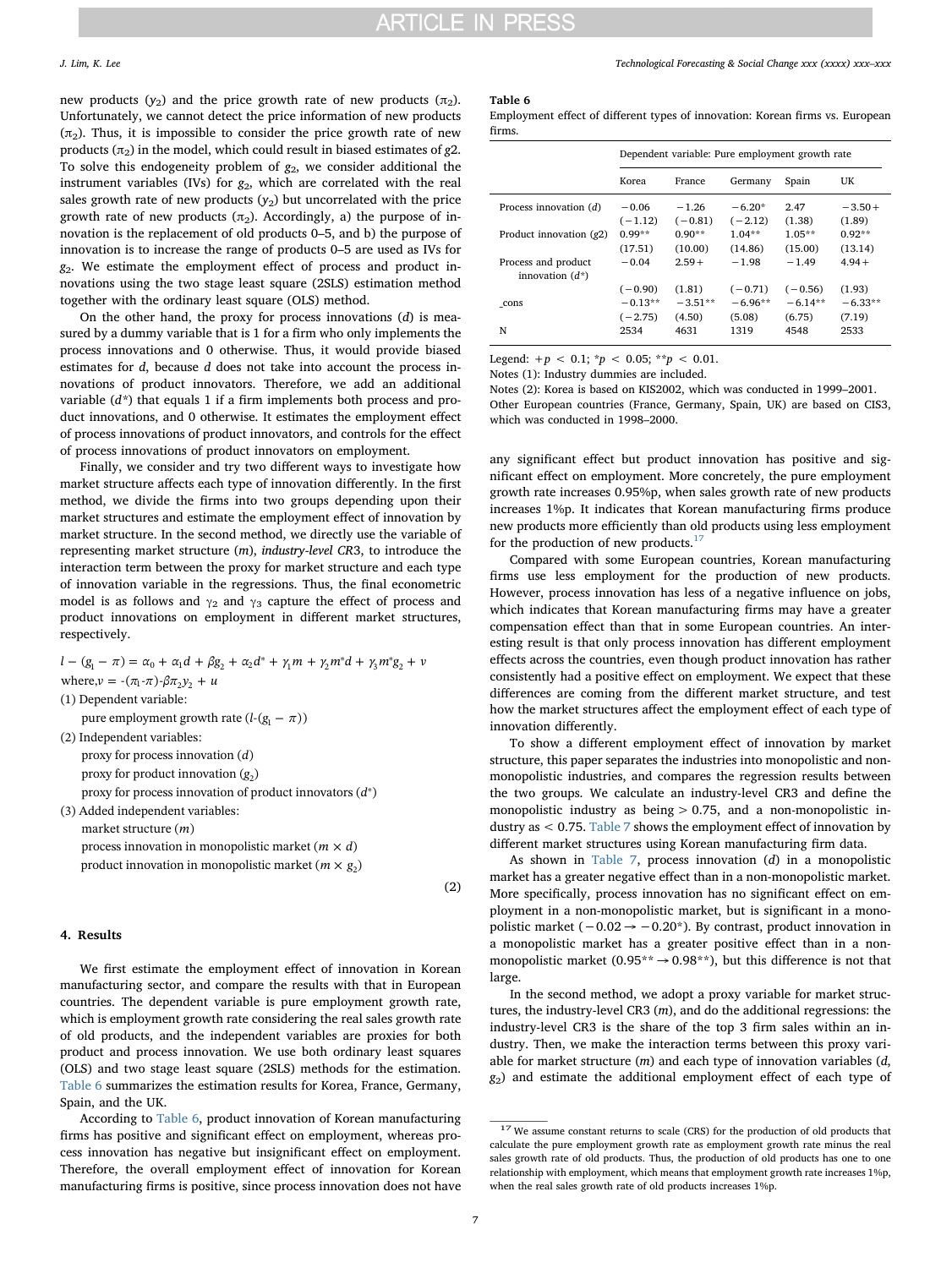new products ($y_2$) and the price growth rate of new products ($\pi_2$). Unfortunately, we cannot detect the price information of new products ($\pi_2$). Thus, it is impossible to consider the price growth rate of new products ($\pi_2$) in the model, which could result in biased estimates of $g2$. To solve this endogeneity problem of $g_2$, we consider additional the instrument variables (IVs) for $g_2$, which are correlated with the real sales growth rate of new products ($y_2$) but uncorrelated with the price growth rate of new products ($\pi_2$). Accordingly, a) the purpose of innovation is the replacement of old products 0–5, and b) the purpose of innovation is to increase the range of products 0–5 are used as IVs for $g_2$. We estimate the employment effect of process and product innovations using the two stage least square (2SLS) estimation method together with the ordinary least square (OLS) method.

On the other hand, the proxy for process innovations ($d$) is measured by a dummy variable that is 1 for a firm who only implements the process innovations and 0 otherwise. Thus, it would provide biased estimates for $d$, because $d$ does not take into account the process innovations of product innovations. Therefore, we add an additional variable ($d^*$) that equals 1 if a firm implements both process and product innovations, and 0 otherwise. It estimates the employment effect of process innovations of product innovators, and controls for the effect of process innovations of product innovators on employment.

Finally, we consider and try two different ways to investigate how market structure affects each type of innovation differently. In the first method, we divide the firms into two groups depending upon their market structures and estimate the employment effect of innovation by market structure. In the second method, we directly use the variable of representing market structure ($m$), *industry-level CR3*, to introduce the interaction term between the proxy for market structure and each type of innovation variable in the regressions. Thus, the final econometric model is as follows and $\gamma_2$ and $\gamma_3$ capture the effect of process and product innovations on employment in different market structures, respectively.

$$l-(g_1-\pi)=\alpha_0+\alpha_1 d+\beta g_2+\alpha_2 d^*+\gamma_1 m+\gamma_2 m^* d+\gamma_3 m^* g_2+v$$

where, $v=-(\pi_1-\pi)-\beta\pi_2 y_2+u$

(1) Dependent variable:

pure employment growth rate ($l-(g_1-\pi)$)

(2) Independent variables:

proxy for process innovation ($d$)

proxy for product innovation ($g_2$)

proxy for process innovation of product innovators ($d^*$)

(3) Added independent variables:

market structure ($m$)

process innovation in monopolistic market ($m\times d$)

product innovation in monopolistic market ($m\times g_2$)

(2)

## 4. Results

We first estimate the employment effect of innovation in Korean manufacturing sector, and compare the results with that in European countries. The dependent variable is pure employment growth rate, which is employment growth rate considering the real sales growth rate of old products, and the independent variables are proxies for both product and process innovation. We use both ordinary least squares (OLS) and two stage least square (2SLS) methods for the estimation. Table 6 summarizes the estimation results for Korea, France, Germany, Spain, and the UK.

According to Table 6, product innovation of Korean manufacturing firms has positive and significant effect on employment, whereas process innovation has negative but insignificant effect on employment. Therefore, the overall employment effect of innovation for Korean manufacturing firms is positive, since process innovation does not have any significant effect but product innovation has positive and significant effect on employment. More concretely, the pure employment growth rate increases 0.95%p, when sales growth rate of new products increases 1%p. It indicates that Korean manufacturing firms produce new products more efficiently than old products using less employment for the production of new products.[17]

Compared with some European countries, Korean manufacturing firms use less employment for the production of new products. However, process innovation has less of a negative influence on jobs, which indicates that Korean manufacturing firms may have a greater compensation effect than that in some European countries. An interesting result is that only process innovation has different employment effects across the countries, even though product innovation has rather consistently had a positive effect on employment. We expect that these differences are coming from the different market structure, and test how the market structures affect the employment effect of each type of innovation differently.

To show a different employment effect of innovation by market structure, this paper separates the industries into monopolistic and non-monopolistic industries, and compares the regression results between the two groups. We calculate an industry-level CR3 and define the monopolistic industry as being > 0.75, and a non-monopolistic industry as < 0.75. Table 7 shows the employment effect of innovation by different market structures using Korean manufacturing firm data.

As shown in Table 7, process innovation ($d$) in a monopolistic market has a greater negative effect than in a non-monopolistic market. More specifically, process innovation has no significant effect on employment in a non-monopolistic market, but is significant in a monopolistic market (−0.02 → −0.20*). By contrast, product innovation in a monopolistic market has a greater positive effect than in a non-monopolistic market (0.95** → 0.98**), but this difference is not that large.

In the second method, we adopt a proxy variable for market structures, the industry-level CR3 ($m$), and do the additional regressions: the industry-level CR3 is the share of the top 3 firm sales within an industry. Then, we make the interaction terms between this proxy variable for market structure ($m$) and each type of innovation variables ($d$, $g_2$) and estimate the additional employment effect of each type of

**Table 6**
Employment effect of different types of innovation: Korean firms vs. European firms.

| | Dependent variable: Pure employment growth rate | | | | |
|---|---|---|---|---|---|
| | Korea | France | Germany | Spain | UK |
| Process innovation ($d$) | −0.06 | −1.26 | −6.20* | 2.47 | −3.50+ |
| | (−1.12) | (−0.81) | (−2.12) | (1.38) | (1.89) |
| Product innovation ($g2$) | 0.99** | 0.90** | 1.04** | 1.05** | 0.92** |
| | (17.51) | (10.00) | (14.86) | (15.00) | (13.14) |
| Process and product innovation ($d^*$) | −0.04 | 2.59+ | −1.98 | −1.49 | 4.94+ |
| | (−0.90) | (1.81) | (−0.71) | (−0.56) | (1.93) |
| _cons | −0.13** | −3.51** | −6.96** | −6.14** | −6.33** |
| | (−2.75) | (4.50) | (5.08) | (6.75) | (7.19) |
| N | 2534 | 4631 | 1319 | 4548 | 2533 |

Legend: +$p$ < 0.1; *$p$ < 0.05; **$p$ < 0.01.
Notes (1): Industry dummies are included.
Notes (2): Korea is based on KIS2002, which was conducted in 1999–2001. Other European countries (France, Germany, Spain, UK) are based on CIS3, which was conducted in 1998–2000.

[17] We assume constant returns to scale (CRS) for the production of old products that calculate the pure employment growth rate as employment growth rate minus the real sales growth rate of old products. Thus, the production of old products has one to one relationship with employment, which means that employment growth rate increases 1%p, when the real sales growth rate of old products increases 1%p.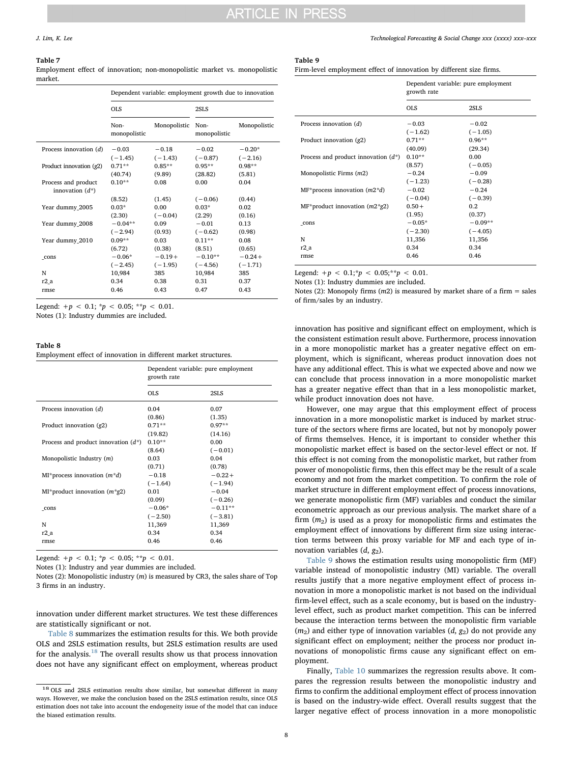**Table 7**
Employment effect of innovation; non-monopolistic market vs. monopolistic market.

| | Dependent variable: employment growth due to innovation | | | |
|---|---|---|---|---|
| | OLS | | 2SLS | |
| | Non-monopolistic | Monopolistic | Non-monopolistic | Monopolistic |
| Process innovation (*d*) | −0.03 | −0.18 | −0.02 | −0.20* |
| | (−1.45) | (−1.43) | (−0.87) | (−2.16) |
| Product innovation (*g2*) | 0.71** | 0.85** | 0.95** | 0.98** |
| | (40.74) | (9.89) | (28.82) | (5.81) |
| Process and product innovation (*d**) | 0.10** | 0.08 | 0.00 | 0.04 |
| | (8.52) | (1.45) | (−0.06) | (0.44) |
| Year dummy_2005 | 0.03* | 0.00 | 0.03* | 0.02 |
| | (2.30) | (−0.04) | (2.29) | (0.16) |
| Year dummy_2008 | −0.04** | 0.09 | −0.01 | 0.13 |
| | (−2.94) | (0.93) | (−0.62) | (0.98) |
| Year dummy_2010 | 0.09** | 0.03 | 0.11** | 0.08 |
| | (6.72) | (0.38) | (8.51) | (0.65) |
| _cons | −0.06* | −0.19+ | −0.10** | −0.24+ |
| | (−2.45) | (−1.95) | (−4.56) | (−1.71) |
| N | 10,984 | 385 | 10,984 | 385 |
| r2_a | 0.34 | 0.38 | 0.31 | 0.37 |
| rmse | 0.46 | 0.43 | 0.47 | 0.43 |

Legend: $+p < 0.1$; $*p < 0.05$; $**p < 0.01$.
Notes (1): Industry dummies are included.

**Table 8**
Employment effect of innovation in different market structures.

| | Dependent variable: pure employment growth rate | |
|---|---|---|
| | OLS | 2SLS |
| Process innovation (*d*) | 0.04 | 0.07 |
| | (0.86) | (1.35) |
| Product innovation (*g2*) | 0.71** | 0.97** |
| | (19.82) | (14.16) |
| Process and product innovation (*d**) | 0.10** | 0.00 |
| | (8.64) | (−0.01) |
| Monopolistic Industry (*m*) | 0.03 | 0.04 |
| | (0.71) | (0.78) |
| MI*process innovation (*m*d*) | −0.18 | −0.22+ |
| | (−1.64) | (−1.94) |
| MI*product innovation (*m*g2*) | 0.01 | −0.04 |
| | (0.09) | (−0.26) |
| _cons | −0.06* | −0.11** |
| | (−2.50) | (−3.81) |
| N | 11,369 | 11,369 |
| r2_a | 0.34 | 0.34 |
| rmse | 0.46 | 0.46 |

Legend: $+p < 0.1$; $*p < 0.05$; $**p < 0.01$.
Notes (1): Industry and year dummies are included.
Notes (2): Monopolistic industry (*m*) is measured by CR3, the sales share of Top 3 firms in an industry.

innovation under different market structures. We test these differences are statistically significant or not.

Table 8 summarizes the estimation results for this. We both provide OLS and 2SLS estimation results, but 2SLS estimation results are used for the analysis.[18] The overall results show us that process innovation does not have any significant effect on employment, whereas product innovation has positive and significant effect on employment, which is the consistent estimation result above. Furthermore, process innovation in a more monopolistic market has a greater negative effect on employment, which is significant, whereas product innovation does not have any additional effect. This is what we expected above and now we can conclude that process innovation in a more monopolistic market has a greater negative effect than that in a less monopolistic market, while product innovation does not have.

However, one may argue that this employment effect of process innovation in a more monopolistic market is induced by market structure of the sectors where firms are located, but not by monopoly power of firms themselves. Hence, it is important to consider whether this monopolistic market effect is based on the sector-level effect or not. If this effect is not coming from the monopolistic market, but rather from power of monopolistic firms, then this effect may be the result of a scale economy and not from the market competition. To confirm the role of market structure in different employment effect of process innovations, we generate monopolistic firm (MF) variables and conduct the similar econometric approach as our previous analysis. The market share of a firm ($m_2$) is used as a proxy for monopolistic firms and estimates the employment effect of innovations by different firm size using interaction terms between this proxy variable for MF and each type of innovation variables ($d$, $g_2$).

**Table 9**
Firm-level employment effect of innovation by different size firms.

| | Dependent variable: pure employment growth rate | |
|---|---|---|
| | OLS | 2SLS |
| Process innovation (*d*) | −0.03 | −0.02 |
| | (−1.62) | (−1.05) |
| Product innovation (*g2*) | 0.71** | 0.96** |
| | (40.09) | (29.34) |
| Process and product innovation (*d**) | 0.10** | 0.00 |
| | (8.57) | (−0.05) |
| Monopolistic Firms (*m2*) | −0.24 | −0.09 |
| | (−1.23) | (−0.28) |
| MF*process innovation (*m2*d*) | −0.02 | −0.24 |
| | (−0.04) | (−0.39) |
| MF*product innovation (*m2*g2*) | 0.50+ | 0.2 |
| | (1.95) | (0.37) |
| _cons | −0.05* | −0.09** |
| | (−2.30) | (−4.05) |
| N | 11,356 | 11,356 |
| r2_a | 0.34 | 0.34 |
| rmse | 0.46 | 0.46 |

Legend: $+p < 0.1$; $*p < 0.05$; $**p < 0.01$.
Notes (1): Industry dummies are included.
Notes (2): Monopoly firms (*m2*) is measured by market share of a firm = sales of firm/sales by an industry.

Table 9 shows the estimation results using monopolistic firm (MF) variable instead of monopolistic industry (MI) variable. The overall results justify that a more negative employment effect of process innovation in more a monopolistic market is not based on the individual firm-level effect, such as a scale economy, but is based on the industry-level effect, such as product market competition. This can be inferred because the interaction terms between the monopolistic firm variable ($m_2$) and either type of innovation variables ($d$, $g_2$) do not provide any significant effect on employment; neither the process nor product innovations of monopolistic firms cause any significant effect on employment.

Finally, Table 10 summarizes the regression results above. It compares the regression results between the monopolistic industry and firms to confirm the additional employment effect of process innovation is based on the industry-wide effect. Overall results suggest that the larger negative effect of process innovation in a more monopolistic

[18] OLS and 2SLS estimation results show similar, but somewhat different in many ways. However, we make the conclusion based on the 2SLS estimation results, since OLS estimation does not take into account the endogeneity issue of the model that can induce the biased estimation results.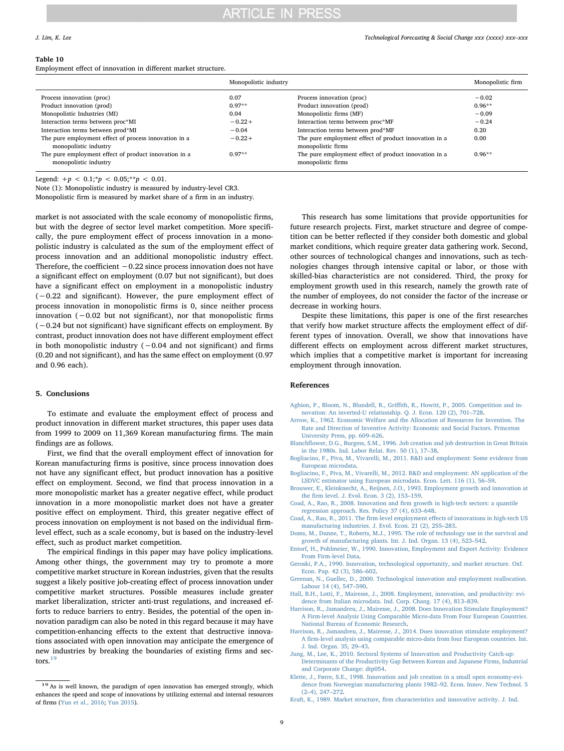**Table 10**
Employment effect of innovation in different market structure.

| | Monopolistic industry | | Monopolistic firm |
|---|---|---|---|
| Process innovation (proc) | 0.07 | Process innovation (proc) | −0.02 |
| Product innovation (prod) | 0.97** | Product innovation (prod) | 0.96** |
| Monopolistic Industries (MI) | 0.04 | Monopolistic firms (MF) | −0.09 |
| Interaction terms between proc*MI | −0.22+ | Interaction terms between proc*MF | −0.24 |
| Interaction terms between prod*MI | −0.04 | Interaction terms between prod*MF | 0.20 |
| The pure employment effect of process innovation in a monopolistic industry | −0.22+ | The pure employment effect of product innovation in a monopolistic firms | 0.00 |
| The pure employment effect of product innovation in a monopolistic industry | 0.97** | The pure employment effect of product innovation in a monopolistic firms | 0.96** |

Legend: $+p < 0.1$;$*p < 0.05$;$**p < 0.01$.
Note (1): Monopolistic industry is measured by industry-level CR3.
Monopolistic firm is measured by market share of a firm in an industry.

market is not associated with the scale economy of monopolistic firms, but with the degree of sector level market competition. More specifically, the pure employment effect of process innovation in a monopolistic industry is calculated as the sum of the employment effect of process innovation and an additional monopolistic industry effect. Therefore, the coefficient −0.22 since process innovation does not have a significant effect on employment (0.07 but not significant), but does have a significant effect on employment in a monopolistic industry (−0.22 and significant). However, the pure employment effect of process innovation in monopolistic firms is 0, since neither process innovation (−0.02 but not significant), nor that monopolistic firms (−0.24 but not significant) have significant effects on employment. By contrast, product innovation does not have different employment effect in both monopolistic industry (−0.04 and not significant) and firms (0.20 and not significant), and has the same effect on employment (0.97 and 0.96 each).

## 5. Conclusions

To estimate and evaluate the employment effect of process and product innovation in different market structures, this paper uses data from 1999 to 2009 on 11,369 Korean manufacturing firms. The main findings are as follows.

First, we find that the overall employment effect of innovation for Korean manufacturing firms is positive, since process innovation does not have any significant effect, but product innovation has a positive effect on employment. Second, we find that process innovation in a more monopolistic market has a greater negative effect, while product innovation in a more monopolistic market does not have a greater positive effect on employment. Third, this greater negative effect of process innovation on employment is not based on the individual firm-level effect, such as a scale economy, but is based on the industry-level effect, such as product market competition.

The empirical findings in this paper may have policy implications. Among other things, the government may try to promote a more competitive market structure in Korean industries, given that the results suggest a likely positive job-creating effect of process innovation under competitive market structures. Possible measures include greater market liberalization, stricter anti-trust regulations, and increased efforts to reduce barriers to entry. Besides, the potential of the open innovation paradigm can also be noted in this regard because it may have competition-enhancing effects to the extent that destructive innovations associated with open innovation may anticipate the emergence of new industries by breaking the boundaries of existing firms and sectors.[19]

This research has some limitations that provide opportunities for future research projects. First, market structure and degree of competition can be better reflected if they consider both domestic and global market conditions, which require greater data gathering work. Second, other sources of technological changes and innovations, such as technologies changes through intensive capital or labor, or those with skilled-bias characteristics are not considered. Third, the proxy for employment growth used in this research, namely the growth rate of the number of employees, do not consider the factor of the increase or decrease in working hours.

Despite these limitations, this paper is one of the first researches that verify how market structure affects the employment effect of different types of innovation. Overall, we show that innovations have different effects on employment across different market structures, which implies that a competitive market is important for increasing employment through innovation.

[19] As is well known, the paradigm of open innovation has emerged strongly, which enhances the speed and scope of innovations by utilizing external and internal resources of firms (Yun et al., 2016; Yun 2015).

## References

Aghion, P., Bloom, N., Blundell, R., Griffith, R., Howitt, P., 2005. Competition and innovation: An inverted-U relationship. Q. J. Econ. 120 (2), 701–728.

Arrow, K., 1962. Economic Welfare and the Allocation of Resources for Invention. The Rate and Direction of Inventive Activity: Economic and Social Factors. Princeton University Press, pp. 609–626.

Blanchflower, D.G., Burgess, S.M., 1996. Job creation and job destruction in Great Britain in the 1980s. Ind. Labor Relat. Rev. 50 (1), 17–38.

Bogliacino, F., Piva, M., Vivarelli, M., 2011. R&D and employment: Some evidence from European microdata.

Bogliacino, F., Piva, M., Vivarelli, M., 2012. R&D and employment: AN application of the LSDVC estimator using European microdata. Econ. Lett. 116 (1), 56–59.

Brouwer, E., Kleinknecht, A., Reijnen, J.O., 1993. Employment growth and innovation at the firm level. J. Evol. Econ. 3 (2), 153–159.

Coad, A., Rao, R., 2008. Innovation and firm growth in high-tech sectors: a quantile regression approach. Res. Policy 37 (4), 633–648.

Coad, A., Rao, R., 2011. The firm-level employment effects of innovations in high-tech US manufacturing industries. J. Evol. Econ. 21 (2), 255–283.

Doms, M., Dunne, T., Roberts, M.J., 1995. The role of technology use in the survival and growth of manufacturing plants. Int. J. Ind. Organ. 13 (4), 523–542.

Entorf, H., Pohlmeier, W., 1990. Innovation, Employment and Export Activity: Evidence From Firm-level Data.

Geroski, P.A., 1990. Innovation, technological opportunity, and market structure. Oxf. Econ. Pap. 42 (3), 586–602.

Greenan, N., Guellec, D., 2000. Technological innovation and employment reallocation. Labour 14 (4), 547–590.

Hall, B.H., Lotti, F., Mairesse, J., 2008. Employment, innovation, and productivity: evidence from Italian microdata. Ind. Corp. Chang. 17 (4), 813–839.

Harrison, R., Jamandreu, J., Mairesse, J., 2008. Does Innovation Stimulate Employment? A Firm-level Analysis Using Comparable Micro-data From Four European Countries. National Bureau of Economic Research.

Harrison, R., Jamandreu, J., Mairesse, J., 2014. Does innovation stimulate employment? A firm-level analysis using comparable micro-data from four European countries. Int. J. Ind. Organ. 35, 29–43.

Jung, M., Lee, K., 2010. Sectoral Systems of Innovation and Productivity Catch-up: Determinants of the Productivity Gap Between Korean and Japanese Firms, Industrial and Corporate Change: dtp054.

Klette, J., Førre, S.E., 1998. Innovation and job creation in a small open economy-evidence from Norwegian manufacturing plants 1982–92. Econ. Innov. New Technol. 5 (2–4), 247–272.

Kraft, K., 1989. Market structure, firm characteristics and innovative activity. J. Ind.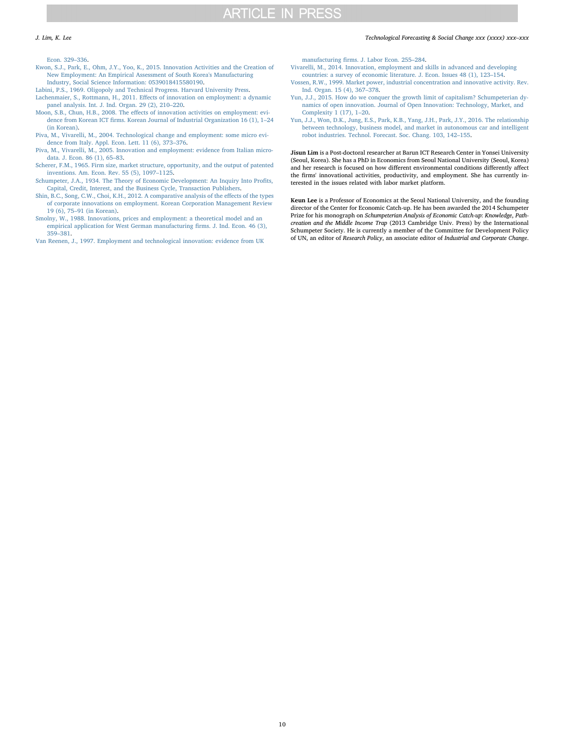Econ. 329–336.

Kwon, S.J., Park, E., Ohm, J.Y., Yoo, K., 2015. Innovation Activities and the Creation of New Employment: An Empirical Assessment of South Korea's Manufacturing Industry, Social Science Information: 0539018415580190.

Labini, P.S., 1969. Oligopoly and Technical Progress. Harvard University Press.

Lachenmaier, S., Rottmann, H., 2011. Effects of innovation on employment: a dynamic panel analysis. Int. J. Ind. Organ. 29 (2), 210–220.

Moon, S.B., Chun, H.B., 2008. The effects of innovation activities on employment: evidence from Korean ICT firms. Korean Journal of Industrial Organization 16 (1), 1–24 (in Korean).

Piva, M., Vivarelli, M., 2004. Technological change and employment: some micro evidence from Italy. Appl. Econ. Lett. 11 (6), 373–376.

Piva, M., Vivarelli, M., 2005. Innovation and employment: evidence from Italian microdata. J. Econ. 86 (1), 65–83.

Scherer, F.M., 1965. Firm size, market structure, opportunity, and the output of patented inventions. Am. Econ. Rev. 55 (5), 1097–1125.

Schumpeter, J.A., 1934. The Theory of Economic Development: An Inquiry Into Profits, Capital, Credit, Interest, and the Business Cycle, Transaction Publishers.

Shin, B.C., Song, C.W., Choi, K.H., 2012. A comparative analysis of the effects of the types of corporate innovations on employment. Korean Corporation Management Review 19 (6), 75–91 (in Korean).

Smolny, W., 1988. Innovations, prices and employment: a theoretical model and an empirical application for West German manufacturing firms. J. Ind. Econ. 46 (3), 359–381.

Van Reenen, J., 1997. Employment and technological innovation: evidence from UK manufacturing firms. J. Labor Econ. 255–284.

Vivarelli, M., 2014. Innovation, employment and skills in advanced and developing countries: a survey of economic literature. J. Econ. Issues 48 (1), 123–154.

Vossen, R.W., 1999. Market power, industrial concentration and innovative activity. Rev. Ind. Organ. 15 (4), 367–378.

Yun, J.J., 2015. How do we conquer the growth limit of capitalism? Schumpeterian dynamics of open innovation. Journal of Open Innovation: Technology, Market, and Complexity 1 (17), 1–20.

Yun, J.J., Won, D.K., Jung, E.S., Park, K.B., Yang, J.H., Park, J.Y., 2016. The relationship between technology, business model, and market in autonomous car and intelligent robot industries. Technol. Forecast. Soc. Chang. 103, 142–155.

**Jisun Lim** is a Post-doctoral researcher at Barun ICT Research Center in Yonsei University (Seoul, Korea). She has a PhD in Economics from Seoul National University (Seoul, Korea) and her research is focused on how different environmental conditions differently affect the firms' innovational activities, productivity, and employment. She has currently interested in the issues related with labor market platform.

**Keun Lee** is a Professor of Economics at the Seoul National University, and the founding director of the Center for Economic Catch-up. He has been awarded the 2014 Schumpeter Prize for his monograph on *Schumpeterian Analysis of Economic Catch-up: Knowledge, Path-creation and the Middle Income Trap* (2013 Cambridge Univ. Press) by the International Schumpeter Society. He is currently a member of the Committee for Development Policy of UN, an editor of *Research Policy*, an associate editor of *Industrial and Corporate Change*.